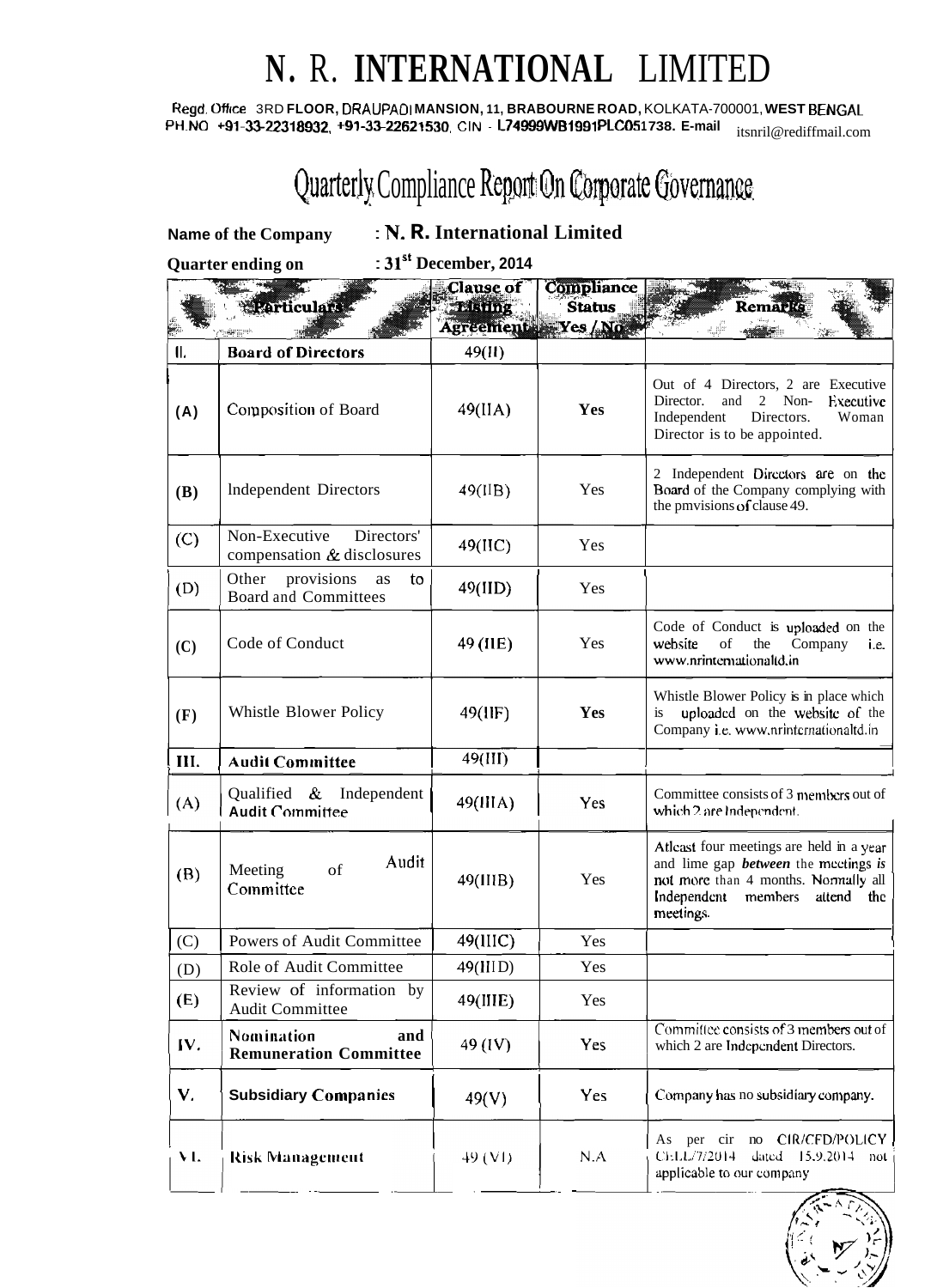# N. R. INTERNATIONAL LIMITED

Regd. Office 3RD FLOOR, DRAUPADI MANSION, 11, BRABOURNE ROAD, KOLKATA-700001, WEST BENGAL
PH.NO +91-33-22318932, +91-33-22621530, CIN - L74999WB1991PLC051738. E-mail itsnril@rediffmail.com

## Quarterly Compliance Report On Corporate Governance

**Name of the Company** : **N. R. International Limited**

**Quarter ending on** : **31st December, 2014**

| | Particulars | Clause of Listing Agreement | Compliance Status Yes / No | Remarks |
|---|---|---|---|---|
| II. | **Board of Directors** | 49(II) | | |
| (A) | Composition of Board | 49(IIA) | **Yes** | Out of 4 Directors, 2 are Executive Director. and 2 Non- Executive Independent Directors. Woman Director is to be appointed. |
| (B) | Independent Directors | 49(IIB) | Yes | 2 Independent Directors are on the Board of the Company complying with the pmvisions of clause 49. |
| (C) | Non-Executive Directors' compensation & disclosures | 49(IIC) | Yes | |
| (D) | Other provisions as to Board and Committees | 49(IID) | Yes | |
| (C) | Code of Conduct | 49 (IIE) | Yes | Code of Conduct is uploaded on the website of the Company i.e. www.nrinternationaltd.in |
| (F) | Whistle Blower Policy | 49(IIF) | **Yes** | Whistle Blower Policy is in place which is uploaded on the website of the Company i.e. www.nrinternationaltd.in |
| III. | **Audit Committee** | 49(III) | | |
| (A) | Qualified & Independent **Audit Committee** | 49(IIIA) | Yes | Committee consists of 3 members out of which 2 are Independent. |
| (B) | Meeting of Audit Committee | 49(IIIB) | Yes | Atleast four meetings are held in a year and lime gap ***between*** the meetings *is* not more than 4 months. Normally all Independent members attend the meetings. |
| (C) | Powers of Audit Committee | 49(IIIC) | Yes | |
| (D) | Role of Audit Committee | 49(IIID) | Yes | |
| (E) | Review of information by Audit Committee | 49(IIIE) | Yes | |
| IV. | **Nomination and Remuneration Committee** | 49 (IV) | Yes | Committee consists of 3 members out of which 2 are Independent Directors. |
| V. | **Subsidiary Companies** | 49(V) | Yes | Company has no subsidiary company. |
| VI. | **Risk Management** | 49 (VI) | N.A | As per cir no CIR/CFD/POLICY CELL/7/2014 dated 15.9.2014 not applicable to our company |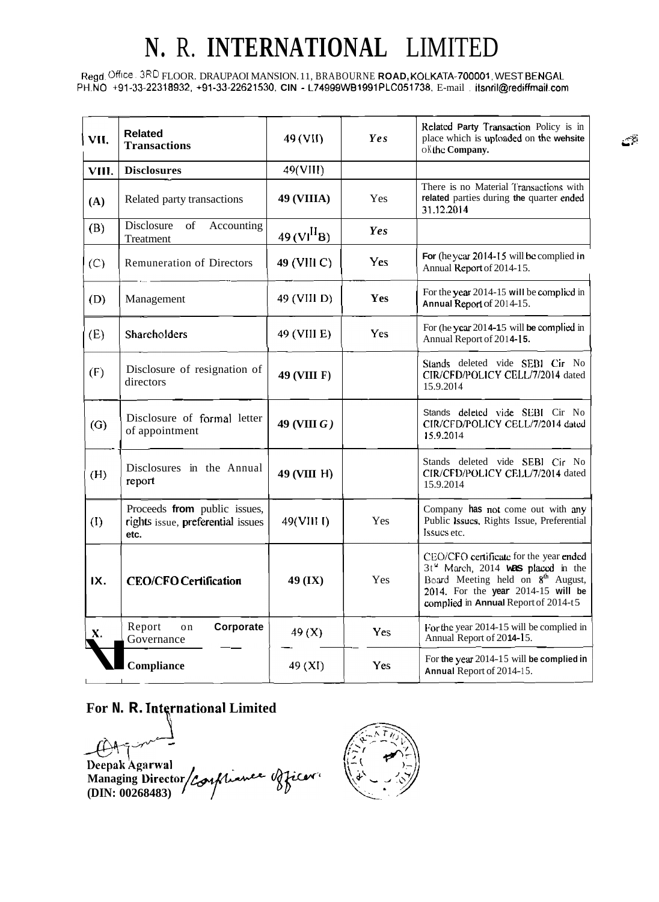# N. R. INTERNATIONAL LIMITED

Regd. Office . 3RD FLOOR. DRAUPAOI MANSION. 11, BRABOURNE ROAD, KOLKATA-700001, WEST BENGAL
PH.NO +91-33-22318932, +91-33-22621530, CIN - L74999WB1991PLC051738, E-mail . itsnril@rediffmail.com

| | | | | |
|---|---|---|---|---|
| VII. | **Related Transactions** | 49 (VII) | *Yes* | Related Party Transaction Policy is in place which is uploaded on the wehsite of the Company. |
| VIII. | **Disclosures** | 49(VIII) | | |
| (A) | Related party transactions | **49 (VIIIA)** | Yes | There is no Material Transactions with related parties during the quarter ended 31.12.2014 |
| (B) | Disclosure of Accounting Treatment | 49 (VIII B) | *Yes* | |
| (C) | Remuneration of Directors | 49 (VIII C) | Yes | For the year 2014-15 will be complied in Annual Report of 2014-15. |
| (D) | Management | 49 (VIII D) | Yes | For the year 2014-15 will be complied in Annual Report of 2014-15. |
| (E) | Shareholders | 49 (VIII E) | Yes | For the year 2014-15 will be complied in Annual Report of 2014-15. |
| (F) | Disclosure of resignation of directors | **49 (VIII F)** | | Stands deleted vide SEBI Cir No CIR/CFD/POLICY CELL/7/2014 dated 15.9.2014 |
| (G) | Disclosure of formal letter of appointment | **49 (VIII G)** | | Stands deleted vide SEBI Cir No CIR/CFD/POLICY CELL/7/2014 dated 15.9.2014 |
| (H) | Disclosures in the Annual report | **49 (VIII H)** | | Stands deleted vide SEBI Cir No CIR/CFD/POLICY CELL/7/2014 dated 15.9.2014 |
| (I) | Proceeds from public issues, rights issue, preferential issues etc. | 49(VIII I) | Yes | Company has not come out with any Public Issues, Rights Issue, Preferential Issues etc. |
| IX. | **CEO/CFO Certification** | **49 (IX)** | Yes | CEO/CFO certificate for the year ended 31st March, 2014 was placed in the Board Meeting held on 8th August, 2014. For the year 2014-15 will be complied in Annual Report of 2014-15 |
| X. | Report on **Corporate** Governance | 49 (X) | Yes | For the year 2014-15 will be complied in Annual Report of 2014-15. |
| XI. | **Compliance** | 49 (XI) | Yes | For the year 2014-15 will be complied in Annual Report of 2014-15. |

**For N. R. International Limited**

**Deepak Agarwal**
**Managing Director**/Compliance Officer
**(DIN: 00268483)**